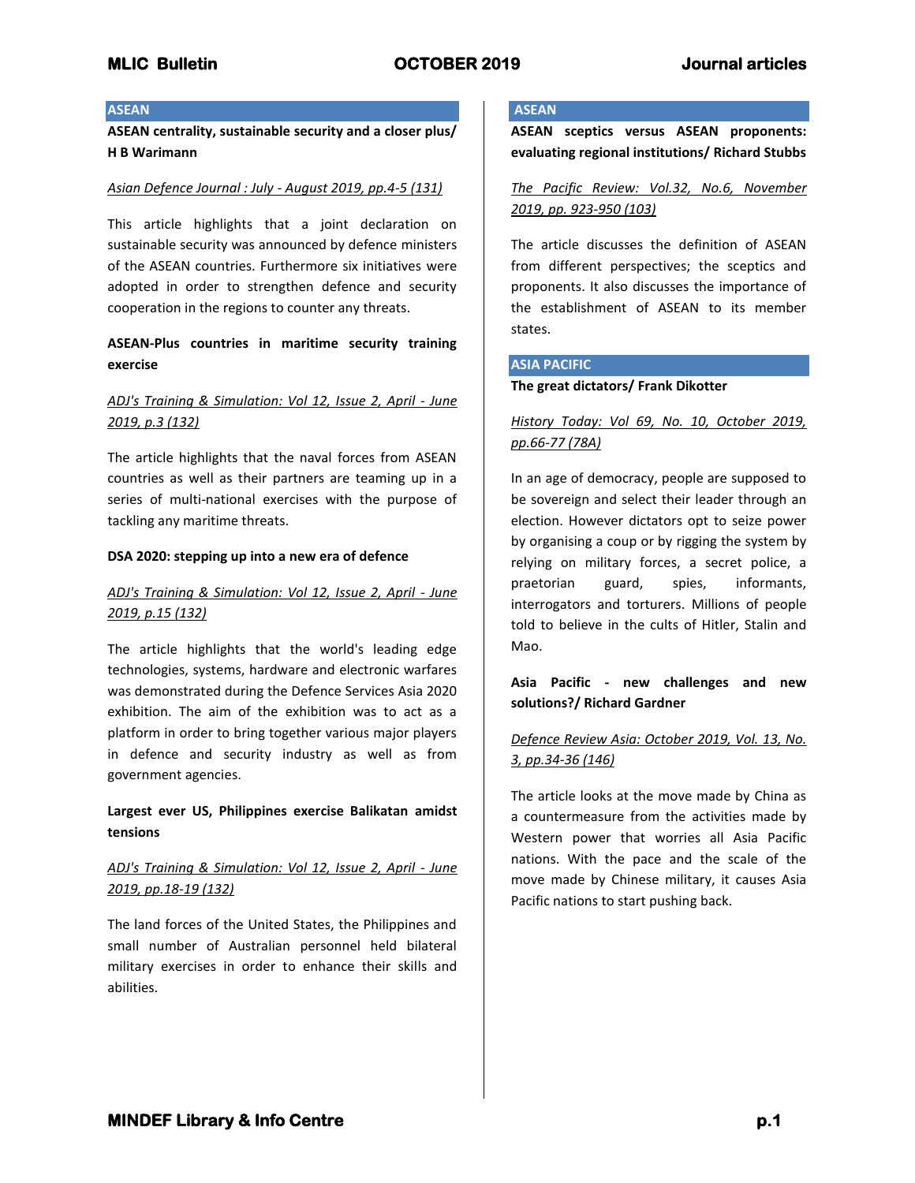## ASEAN

**ASEAN centrality, sustainable security and a closer plus/ H B Warimann**

*Asian Defence Journal : July - August 2019, pp.4-5 (131)*

This article highlights that a joint declaration on sustainable security was announced by defence ministers of the ASEAN countries. Furthermore six initiatives were adopted in order to strengthen defence and security cooperation in the regions to counter any threats.

**ASEAN-Plus countries in maritime security training exercise**

*ADJ's Training & Simulation: Vol 12, Issue 2, April - June 2019, p.3 (132)*

The article highlights that the naval forces from ASEAN countries as well as their partners are teaming up in a series of multi-national exercises with the purpose of tackling any maritime threats.

**DSA 2020: stepping up into a new era of defence**

*ADJ's Training & Simulation: Vol 12, Issue 2, April - June 2019, p.15 (132)*

The article highlights that the world's leading edge technologies, systems, hardware and electronic warfares was demonstrated during the Defence Services Asia 2020 exhibition. The aim of the exhibition was to act as a platform in order to bring together various major players in defence and security industry as well as from government agencies.

**Largest ever US, Philippines exercise Balikatan amidst tensions**

*ADJ's Training & Simulation: Vol 12, Issue 2, April - June 2019, pp.18-19 (132)*

The land forces of the United States, the Philippines and small number of Australian personnel held bilateral military exercises in order to enhance their skills and abilities.

## ASEAN

**ASEAN sceptics versus ASEAN proponents: evaluating regional institutions/ Richard Stubbs**

*The Pacific Review: Vol.32, No.6, November 2019, pp. 923-950 (103)*

The article discusses the definition of ASEAN from different perspectives; the sceptics and proponents. It also discusses the importance of the establishment of ASEAN to its member states.

## ASIA PACIFIC

**The great dictators/ Frank Dikotter**

*History Today: Vol 69, No. 10, October 2019, pp.66-77 (78A)*

In an age of democracy, people are supposed to be sovereign and select their leader through an election. However dictators opt to seize power by organising a coup or by rigging the system by relying on military forces, a secret police, a praetorian guard, spies, informants, interrogators and torturers. Millions of people told to believe in the cults of Hitler, Stalin and Mao.

**Asia Pacific - new challenges and new solutions?/ Richard Gardner**

*Defence Review Asia: October 2019, Vol. 13, No. 3, pp.34-36 (146)*

The article looks at the move made by China as a countermeasure from the activities made by Western power that worries all Asia Pacific nations. With the pace and the scale of the move made by Chinese military, it causes Asia Pacific nations to start pushing back.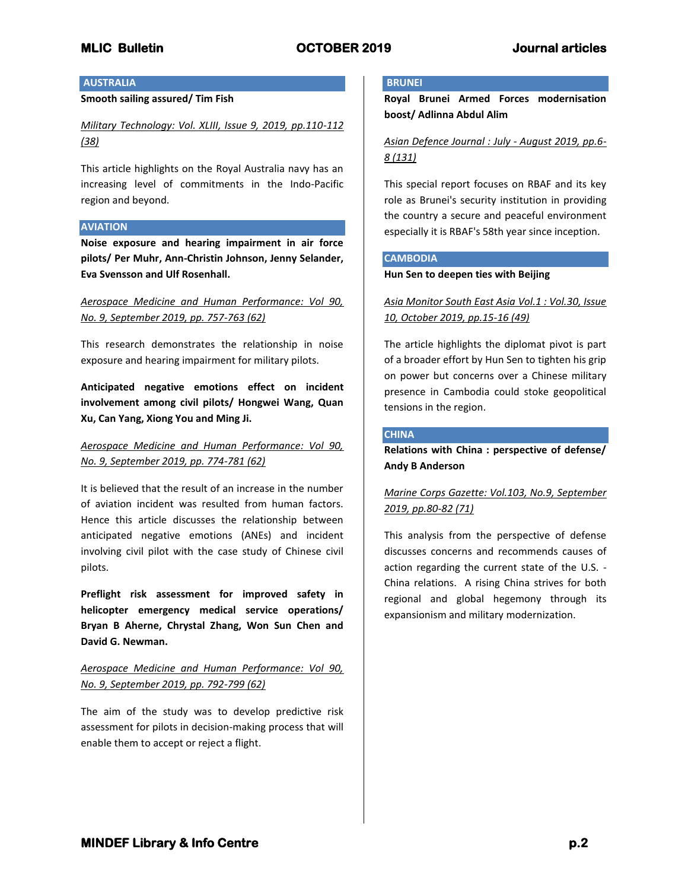## AUSTRALIA

**Smooth sailing assured/ Tim Fish**

*Military Technology: Vol. XLIII, Issue 9, 2019, pp.110-112 (38)*

This article highlights on the Royal Australia navy has an increasing level of commitments in the Indo-Pacific region and beyond.

## AVIATION

**Noise exposure and hearing impairment in air force pilots/ Per Muhr, Ann-Christin Johnson, Jenny Selander, Eva Svensson and Ulf Rosenhall.**

*Aerospace Medicine and Human Performance: Vol 90, No. 9, September 2019, pp. 757-763 (62)*

This research demonstrates the relationship in noise exposure and hearing impairment for military pilots.

**Anticipated negative emotions effect on incident involvement among civil pilots/ Hongwei Wang, Quan Xu, Can Yang, Xiong You and Ming Ji.**

*Aerospace Medicine and Human Performance: Vol 90, No. 9, September 2019, pp. 774-781 (62)*

It is believed that the result of an increase in the number of aviation incident was resulted from human factors. Hence this article discusses the relationship between anticipated negative emotions (ANEs) and incident involving civil pilot with the case study of Chinese civil pilots.

**Preflight risk assessment for improved safety in helicopter emergency medical service operations/ Bryan B Aherne, Chrystal Zhang, Won Sun Chen and David G. Newman.**

*Aerospace Medicine and Human Performance: Vol 90, No. 9, September 2019, pp. 792-799 (62)*

The aim of the study was to develop predictive risk assessment for pilots in decision-making process that will enable them to accept or reject a flight.

## BRUNEI

**Royal Brunei Armed Forces modernisation boost/ Adlinna Abdul Alim**

*Asian Defence Journal : July - August 2019, pp.6-8 (131)*

This special report focuses on RBAF and its key role as Brunei's security institution in providing the country a secure and peaceful environment especially it is RBAF's 58th year since inception.

## CAMBODIA

**Hun Sen to deepen ties with Beijing**

*Asia Monitor South East Asia Vol.1 : Vol.30, Issue 10, October 2019, pp.15-16 (49)*

The article highlights the diplomat pivot is part of a broader effort by Hun Sen to tighten his grip on power but concerns over a Chinese military presence in Cambodia could stoke geopolitical tensions in the region.

## CHINA

**Relations with China : perspective of defense/ Andy B Anderson**

*Marine Corps Gazette: Vol.103, No.9, September 2019, pp.80-82 (71)*

This analysis from the perspective of defense discusses concerns and recommends causes of action regarding the current state of the U.S. - China relations. A rising China strives for both regional and global hegemony through its expansionism and military modernization.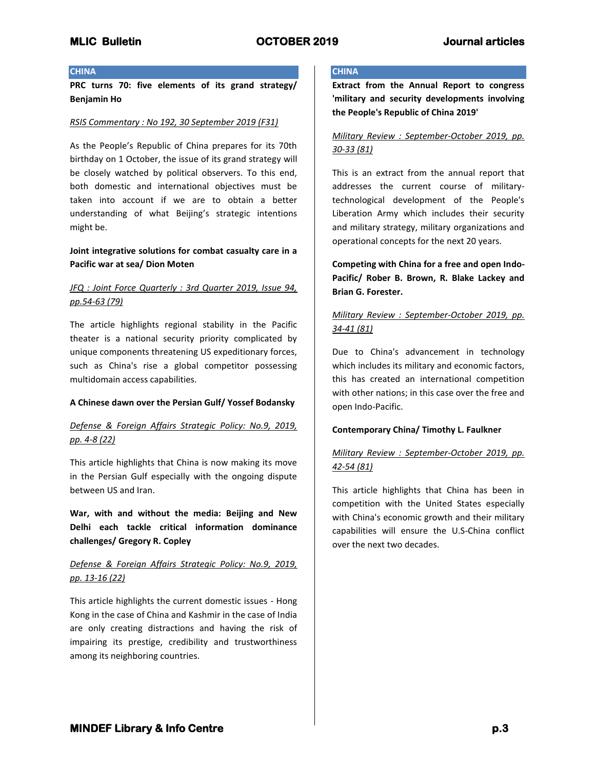## CHINA

**PRC turns 70: five elements of its grand strategy/ Benjamin Ho**

*RSIS Commentary : No 192, 30 September 2019 (F31)*

As the People's Republic of China prepares for its 70th birthday on 1 October, the issue of its grand strategy will be closely watched by political observers. To this end, both domestic and international objectives must be taken into account if we are to obtain a better understanding of what Beijing's strategic intentions might be.

**Joint integrative solutions for combat casualty care in a Pacific war at sea/ Dion Moten**

*JFQ : Joint Force Quarterly : 3rd Quarter 2019, Issue 94, pp.54-63 (79)*

The article highlights regional stability in the Pacific theater is a national security priority complicated by unique components threatening US expeditionary forces, such as China's rise a global competitor possessing multidomain access capabilities.

**A Chinese dawn over the Persian Gulf/ Yossef Bodansky**

*Defense & Foreign Affairs Strategic Policy: No.9, 2019, pp. 4-8 (22)*

This article highlights that China is now making its move in the Persian Gulf especially with the ongoing dispute between US and Iran.

**War, with and without the media: Beijing and New Delhi each tackle critical information dominance challenges/ Gregory R. Copley**

*Defense & Foreign Affairs Strategic Policy: No.9, 2019, pp. 13-16 (22)*

This article highlights the current domestic issues - Hong Kong in the case of China and Kashmir in the case of India are only creating distractions and having the risk of impairing its prestige, credibility and trustworthiness among its neighboring countries.

## CHINA

**Extract from the Annual Report to congress 'military and security developments involving the People's Republic of China 2019'**

*Military Review : September-October 2019, pp. 30-33 (81)*

This is an extract from the annual report that addresses the current course of military-technological development of the People's Liberation Army which includes their security and military strategy, military organizations and operational concepts for the next 20 years.

**Competing with China for a free and open Indo-Pacific/ Rober B. Brown, R. Blake Lackey and Brian G. Forester.**

*Military Review : September-October 2019, pp. 34-41 (81)*

Due to China's advancement in technology which includes its military and economic factors, this has created an international competition with other nations; in this case over the free and open Indo-Pacific.

**Contemporary China/ Timothy L. Faulkner**

*Military Review : September-October 2019, pp. 42-54 (81)*

This article highlights that China has been in competition with the United States especially with China's economic growth and their military capabilities will ensure the U.S-China conflict over the next two decades.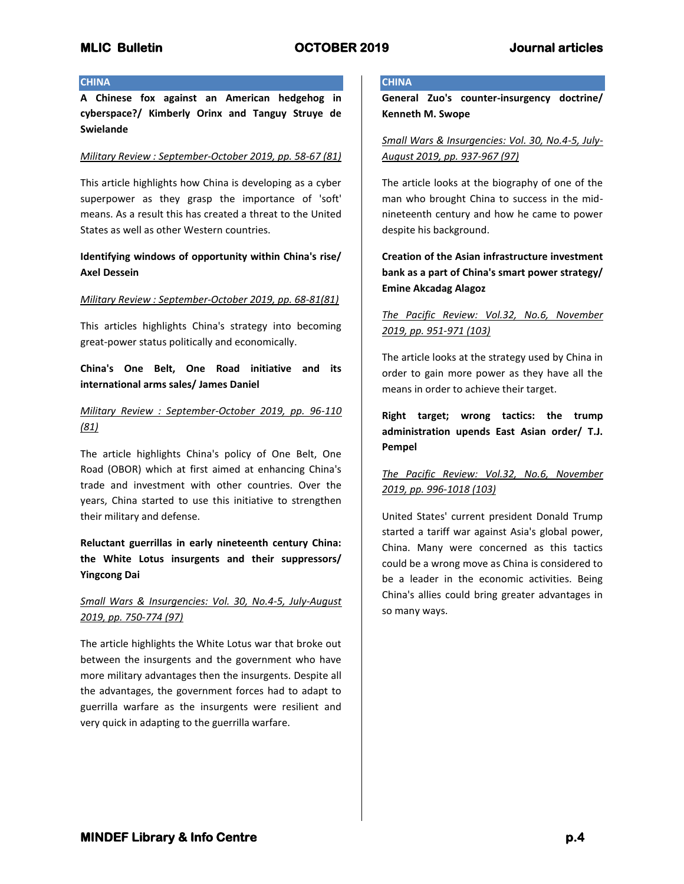## CHINA

**A Chinese fox against an American hedgehog in cyberspace?/ Kimberly Orinx and Tanguy Struye de Swielande**

*Military Review : September-October 2019, pp. 58-67 (81)*

This article highlights how China is developing as a cyber superpower as they grasp the importance of 'soft' means. As a result this has created a threat to the United States as well as other Western countries.

**Identifying windows of opportunity within China's rise/ Axel Dessein**

*Military Review : September-October 2019, pp. 68-81(81)*

This articles highlights China's strategy into becoming great-power status politically and economically.

**China's One Belt, One Road initiative and its international arms sales/ James Daniel**

*Military Review : September-October 2019, pp. 96-110 (81)*

The article highlights China's policy of One Belt, One Road (OBOR) which at first aimed at enhancing China's trade and investment with other countries. Over the years, China started to use this initiative to strengthen their military and defense.

**Reluctant guerrillas in early nineteenth century China: the White Lotus insurgents and their suppressors/ Yingcong Dai**

*Small Wars & Insurgencies: Vol. 30, No.4-5, July-August 2019, pp. 750-774 (97)*

The article highlights the White Lotus war that broke out between the insurgents and the government who have more military advantages then the insurgents. Despite all the advantages, the government forces had to adapt to guerrilla warfare as the insurgents were resilient and very quick in adapting to the guerrilla warfare.

## CHINA

**General Zuo's counter-insurgency doctrine/ Kenneth M. Swope**

*Small Wars & Insurgencies: Vol. 30, No.4-5, July-August 2019, pp. 937-967 (97)*

The article looks at the biography of one of the man who brought China to success in the mid-nineteenth century and how he came to power despite his background.

**Creation of the Asian infrastructure investment bank as a part of China's smart power strategy/ Emine Akcadag Alagoz**

*The Pacific Review: Vol.32, No.6, November 2019, pp. 951-971 (103)*

The article looks at the strategy used by China in order to gain more power as they have all the means in order to achieve their target.

**Right target; wrong tactics: the trump administration upends East Asian order/ T.J. Pempel**

*The Pacific Review: Vol.32, No.6, November 2019, pp. 996-1018 (103)*

United States' current president Donald Trump started a tariff war against Asia's global power, China. Many were concerned as this tactics could be a wrong move as China is considered to be a leader in the economic activities. Being China's allies could bring greater advantages in so many ways.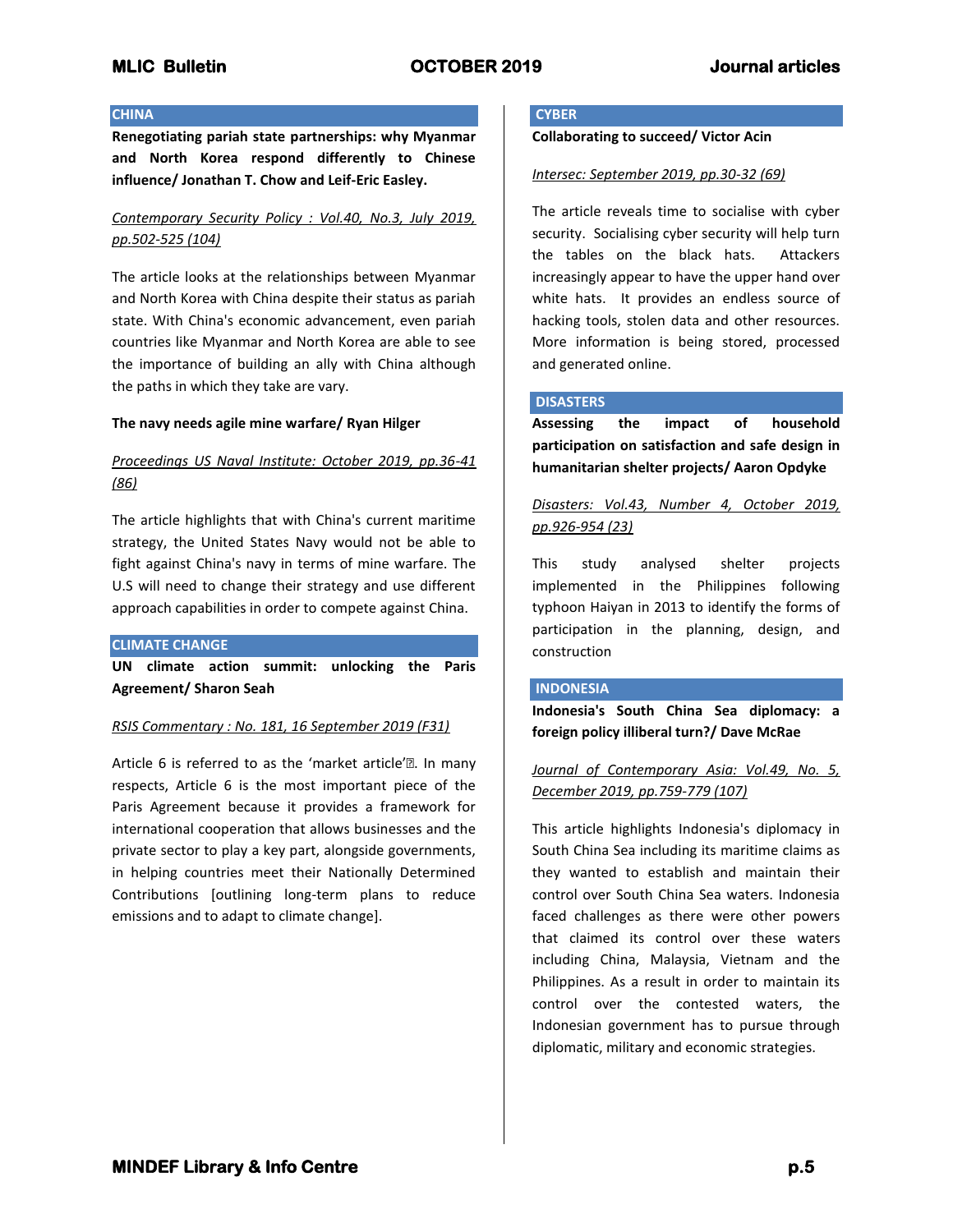## CHINA

**Renegotiating pariah state partnerships: why Myanmar and North Korea respond differently to Chinese influence/ Jonathan T. Chow and Leif-Eric Easley.**

_Contemporary Security Policy : Vol.40, No.3, July 2019, pp.502-525 (104)_

The article looks at the relationships between Myanmar and North Korea with China despite their status as pariah state. With China's economic advancement, even pariah countries like Myanmar and North Korea are able to see the importance of building an ally with China although the paths in which they take are vary.

**The navy needs agile mine warfare/ Ryan Hilger**

_Proceedings US Naval Institute: October 2019, pp.36-41 (86)_

The article highlights that with China's current maritime strategy, the United States Navy would not be able to fight against China's navy in terms of mine warfare. The U.S will need to change their strategy and use different approach capabilities in order to compete against China.

## CLIMATE CHANGE

**UN climate action summit: unlocking the Paris Agreement/ Sharon Seah**

_RSIS Commentary : No. 181, 16 September 2019 (F31)_

Article 6 is referred to as the 'market article'. In many respects, Article 6 is the most important piece of the Paris Agreement because it provides a framework for international cooperation that allows businesses and the private sector to play a key part, alongside governments, in helping countries meet their Nationally Determined Contributions [outlining long-term plans to reduce emissions and to adapt to climate change].

## CYBER

**Collaborating to succeed/ Victor Acin**

_Intersec: September 2019, pp.30-32 (69)_

The article reveals time to socialise with cyber security. Socialising cyber security will help turn the tables on the black hats. Attackers increasingly appear to have the upper hand over white hats. It provides an endless source of hacking tools, stolen data and other resources. More information is being stored, processed and generated online.

## DISASTERS

**Assessing the impact of household participation on satisfaction and safe design in humanitarian shelter projects/ Aaron Opdyke**

_Disasters: Vol.43, Number 4, October 2019, pp.926-954 (23)_

This study analysed shelter projects implemented in the Philippines following typhoon Haiyan in 2013 to identify the forms of participation in the planning, design, and construction

## INDONESIA

**Indonesia's South China Sea diplomacy: a foreign policy illiberal turn?/ Dave McRae**

_Journal of Contemporary Asia: Vol.49, No. 5, December 2019, pp.759-779 (107)_

This article highlights Indonesia's diplomacy in South China Sea including its maritime claims as they wanted to establish and maintain their control over South China Sea waters. Indonesia faced challenges as there were other powers that claimed its control over these waters including China, Malaysia, Vietnam and the Philippines. As a result in order to maintain its control over the contested waters, the Indonesian government has to pursue through diplomatic, military and economic strategies.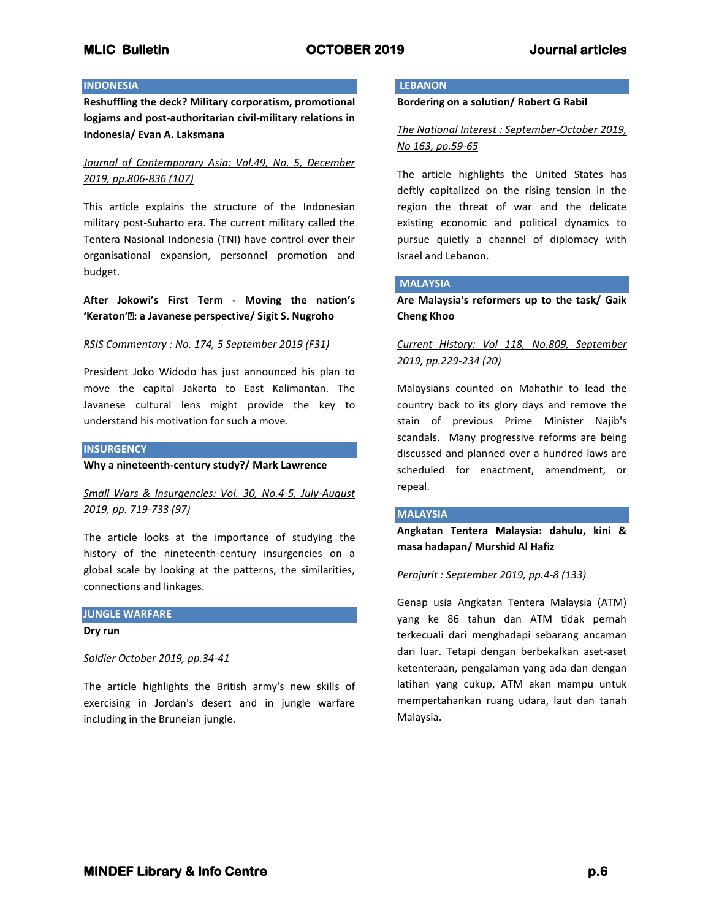## INDONESIA

**Reshuffling the deck? Military corporatism, promotional logjams and post-authoritarian civil-military relations in Indonesia/ Evan A. Laksmana**

*Journal of Contemporary Asia: Vol.49, No. 5, December 2019, pp.806-836 (107)*

This article explains the structure of the Indonesian military post-Suharto era. The current military called the Tentera Nasional Indonesia (TNI) have control over their organisational expansion, personnel promotion and budget.

**After Jokowi's First Term - Moving the nation's 'Keraton'?: a Javanese perspective/ Sigit S. Nugroho**

*RSIS Commentary : No. 174, 5 September 2019 (F31)*

President Joko Widodo has just announced his plan to move the capital Jakarta to East Kalimantan. The Javanese cultural lens might provide the key to understand his motivation for such a move.

## INSURGENCY

**Why a nineteenth-century study?/ Mark Lawrence**

*Small Wars & Insurgencies: Vol. 30, No.4-5, July-August 2019, pp. 719-733 (97)*

The article looks at the importance of studying the history of the nineteenth-century insurgencies on a global scale by looking at the patterns, the similarities, connections and linkages.

## JUNGLE WARFARE

**Dry run**

*Soldier October 2019, pp.34-41*

The article highlights the British army's new skills of exercising in Jordan's desert and in jungle warfare including in the Bruneian jungle.

## LEBANON

**Bordering on a solution/ Robert G Rabil**

*The National Interest : September-October 2019, No 163, pp.59-65*

The article highlights the United States has deftly capitalized on the rising tension in the region the threat of war and the delicate existing economic and political dynamics to pursue quietly a channel of diplomacy with Israel and Lebanon.

## MALAYSIA

**Are Malaysia's reformers up to the task/ Gaik Cheng Khoo**

*Current History: Vol 118, No.809, September 2019, pp.229-234 (20)*

Malaysians counted on Mahathir to lead the country back to its glory days and remove the stain of previous Prime Minister Najib's scandals. Many progressive reforms are being discussed and planned over a hundred laws are scheduled for enactment, amendment, or repeal.

## MALAYSIA

**Angkatan Tentera Malaysia: dahulu, kini & masa hadapan/ Murshid Al Hafiz**

*Perajurit : September 2019, pp.4-8 (133)*

Genap usia Angkatan Tentera Malaysia (ATM) yang ke 86 tahun dan ATM tidak pernah terkecuali dari menghadapi sebarang ancaman dari luar. Tetapi dengan berbekalkan aset-aset ketenteraan, pengalaman yang ada dan dengan latihan yang cukup, ATM akan mampu untuk mempertahankan ruang udara, laut dan tanah Malaysia.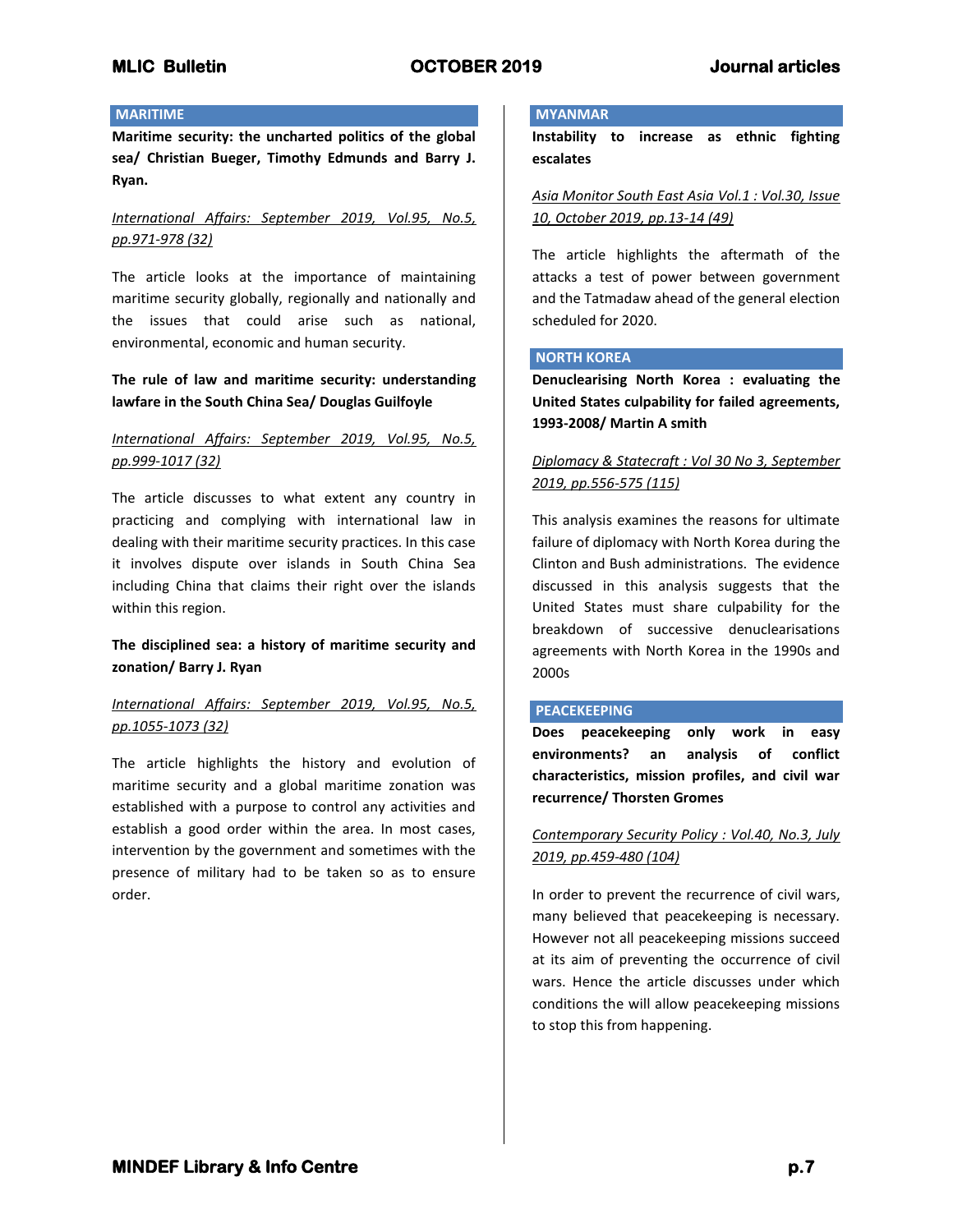## MARITIME

**Maritime security: the uncharted politics of the global sea/ Christian Bueger, Timothy Edmunds and Barry J. Ryan.**

*International Affairs: September 2019, Vol.95, No.5, pp.971-978 (32)*

The article looks at the importance of maintaining maritime security globally, regionally and nationally and the issues that could arise such as national, environmental, economic and human security.

**The rule of law and maritime security: understanding lawfare in the South China Sea/ Douglas Guilfoyle**

*International Affairs: September 2019, Vol.95, No.5, pp.999-1017 (32)*

The article discusses to what extent any country in practicing and complying with international law in dealing with their maritime security practices. In this case it involves dispute over islands in South China Sea including China that claims their right over the islands within this region.

**The disciplined sea: a history of maritime security and zonation/ Barry J. Ryan**

*International Affairs: September 2019, Vol.95, No.5, pp.1055-1073 (32)*

The article highlights the history and evolution of maritime security and a global maritime zonation was established with a purpose to control any activities and establish a good order within the area. In most cases, intervention by the government and sometimes with the presence of military had to be taken so as to ensure order.

## MYANMAR

**Instability to increase as ethnic fighting escalates**

*Asia Monitor South East Asia Vol.1 : Vol.30, Issue 10, October 2019, pp.13-14 (49)*

The article highlights the aftermath of the attacks a test of power between government and the Tatmadaw ahead of the general election scheduled for 2020.

## NORTH KOREA

**Denuclearising North Korea : evaluating the United States culpability for failed agreements, 1993-2008/ Martin A smith**

*Diplomacy & Statecraft : Vol 30 No 3, September 2019, pp.556-575 (115)*

This analysis examines the reasons for ultimate failure of diplomacy with North Korea during the Clinton and Bush administrations. The evidence discussed in this analysis suggests that the United States must share culpability for the breakdown of successive denuclearisations agreements with North Korea in the 1990s and 2000s

## PEACEKEEPING

**Does peacekeeping only work in easy environments? an analysis of conflict characteristics, mission profiles, and civil war recurrence/ Thorsten Gromes**

*Contemporary Security Policy : Vol.40, No.3, July 2019, pp.459-480 (104)*

In order to prevent the recurrence of civil wars, many believed that peacekeeping is necessary. However not all peacekeeping missions succeed at its aim of preventing the occurrence of civil wars. Hence the article discusses under which conditions the will allow peacekeeping missions to stop this from happening.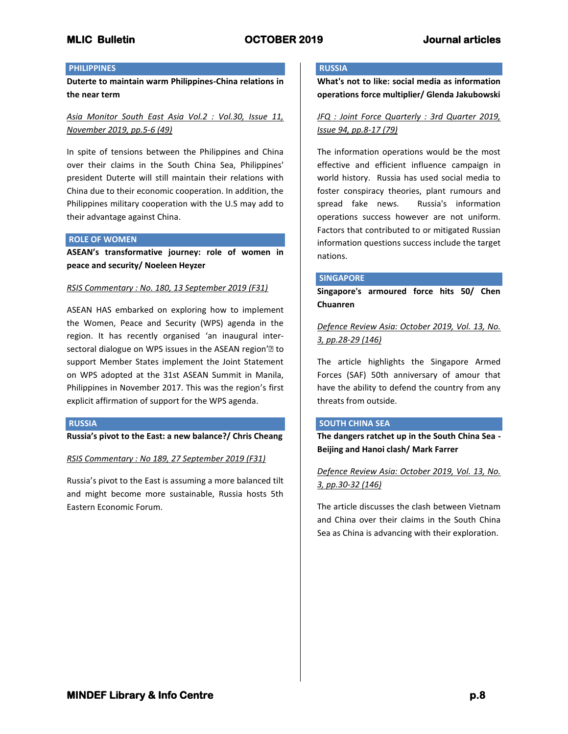## PHILIPPINES

**Duterte to maintain warm Philippines-China relations in the near term**

*Asia Monitor South East Asia Vol.2 : Vol.30, Issue 11, November 2019, pp.5-6 (49)*

In spite of tensions between the Philippines and China over their claims in the South China Sea, Philippines' president Duterte will still maintain their relations with China due to their economic cooperation. In addition, the Philippines military cooperation with the U.S may add to their advantage against China.

## ROLE OF WOMEN

**ASEAN's transformative journey: role of women in peace and security/ Noeleen Heyzer**

*RSIS Commentary : No. 180, 13 September 2019 (F31)*

ASEAN HAS embarked on exploring how to implement the Women, Peace and Security (WPS) agenda in the region. It has recently organised 'an inaugural inter-sectoral dialogue on WPS issues in the ASEAN region'� to support Member States implement the Joint Statement on WPS adopted at the 31st ASEAN Summit in Manila, Philippines in November 2017. This was the region's first explicit affirmation of support for the WPS agenda.

## RUSSIA

**Russia's pivot to the East: a new balance?/ Chris Cheang**

*RSIS Commentary : No 189, 27 September 2019 (F31)*

Russia's pivot to the East is assuming a more balanced tilt and might become more sustainable, Russia hosts 5th Eastern Economic Forum.

## RUSSIA

**What's not to like: social media as information operations force multiplier/ Glenda Jakubowski**

*JFQ : Joint Force Quarterly : 3rd Quarter 2019, Issue 94, pp.8-17 (79)*

The information operations would be the most effective and efficient influence campaign in world history. Russia has used social media to foster conspiracy theories, plant rumours and spread fake news. Russia's information operations success however are not uniform. Factors that contributed to or mitigated Russian information questions success include the target nations.

## SINGAPORE

**Singapore's armoured force hits 50/ Chen Chuanren**

*Defence Review Asia: October 2019, Vol. 13, No. 3, pp.28-29 (146)*

The article highlights the Singapore Armed Forces (SAF) 50th anniversary of amour that have the ability to defend the country from any threats from outside.

## SOUTH CHINA SEA

**The dangers ratchet up in the South China Sea - Beijing and Hanoi clash/ Mark Farrer**

*Defence Review Asia: October 2019, Vol. 13, No. 3, pp.30-32 (146)*

The article discusses the clash between Vietnam and China over their claims in the South China Sea as China is advancing with their exploration.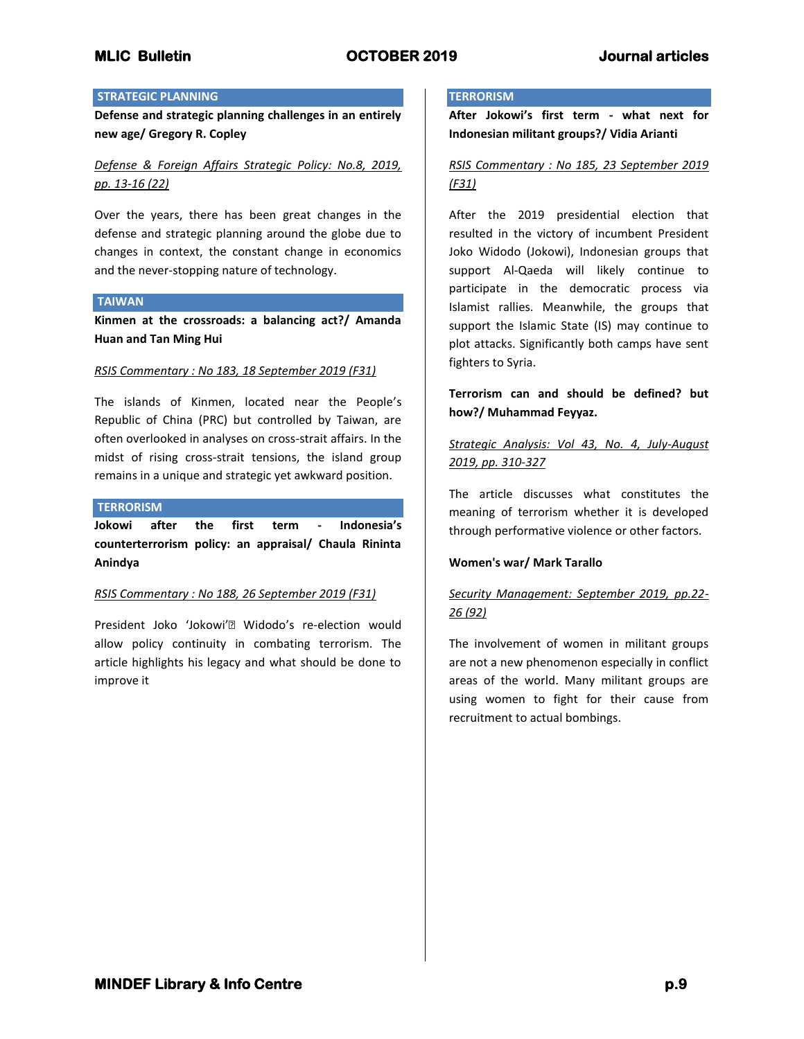## STRATEGIC PLANNING

**Defense and strategic planning challenges in an entirely new age/ Gregory R. Copley**

*Defense & Foreign Affairs Strategic Policy: No.8, 2019, pp. 13-16 (22)*

Over the years, there has been great changes in the defense and strategic planning around the globe due to changes in context, the constant change in economics and the never-stopping nature of technology.

## TAIWAN

**Kinmen at the crossroads: a balancing act?/ Amanda Huan and Tan Ming Hui**

*RSIS Commentary : No 183, 18 September 2019 (F31)*

The islands of Kinmen, located near the People's Republic of China (PRC) but controlled by Taiwan, are often overlooked in analyses on cross-strait affairs. In the midst of rising cross-strait tensions, the island group remains in a unique and strategic yet awkward position.

## TERRORISM

**Jokowi after the first term - Indonesia's counterterrorism policy: an appraisal/ Chaula Rininta Anindya**

*RSIS Commentary : No 188, 26 September 2019 (F31)*

President Joko 'Jokowi' Widodo's re-election would allow policy continuity in combating terrorism. The article highlights his legacy and what should be done to improve it

## TERRORISM

**After Jokowi's first term - what next for Indonesian militant groups?/ Vidia Arianti**

*RSIS Commentary : No 185, 23 September 2019 (F31)*

After the 2019 presidential election that resulted in the victory of incumbent President Joko Widodo (Jokowi), Indonesian groups that support Al-Qaeda will likely continue to participate in the democratic process via Islamist rallies. Meanwhile, the groups that support the Islamic State (IS) may continue to plot attacks. Significantly both camps have sent fighters to Syria.

**Terrorism can and should be defined? but how?/ Muhammad Feyyaz.**

*Strategic Analysis: Vol 43, No. 4, July-August 2019, pp. 310-327*

The article discusses what constitutes the meaning of terrorism whether it is developed through performative violence or other factors.

**Women's war/ Mark Tarallo**

*Security Management: September 2019, pp.22-26 (92)*

The involvement of women in militant groups are not a new phenomenon especially in conflict areas of the world. Many militant groups are using women to fight for their cause from recruitment to actual bombings.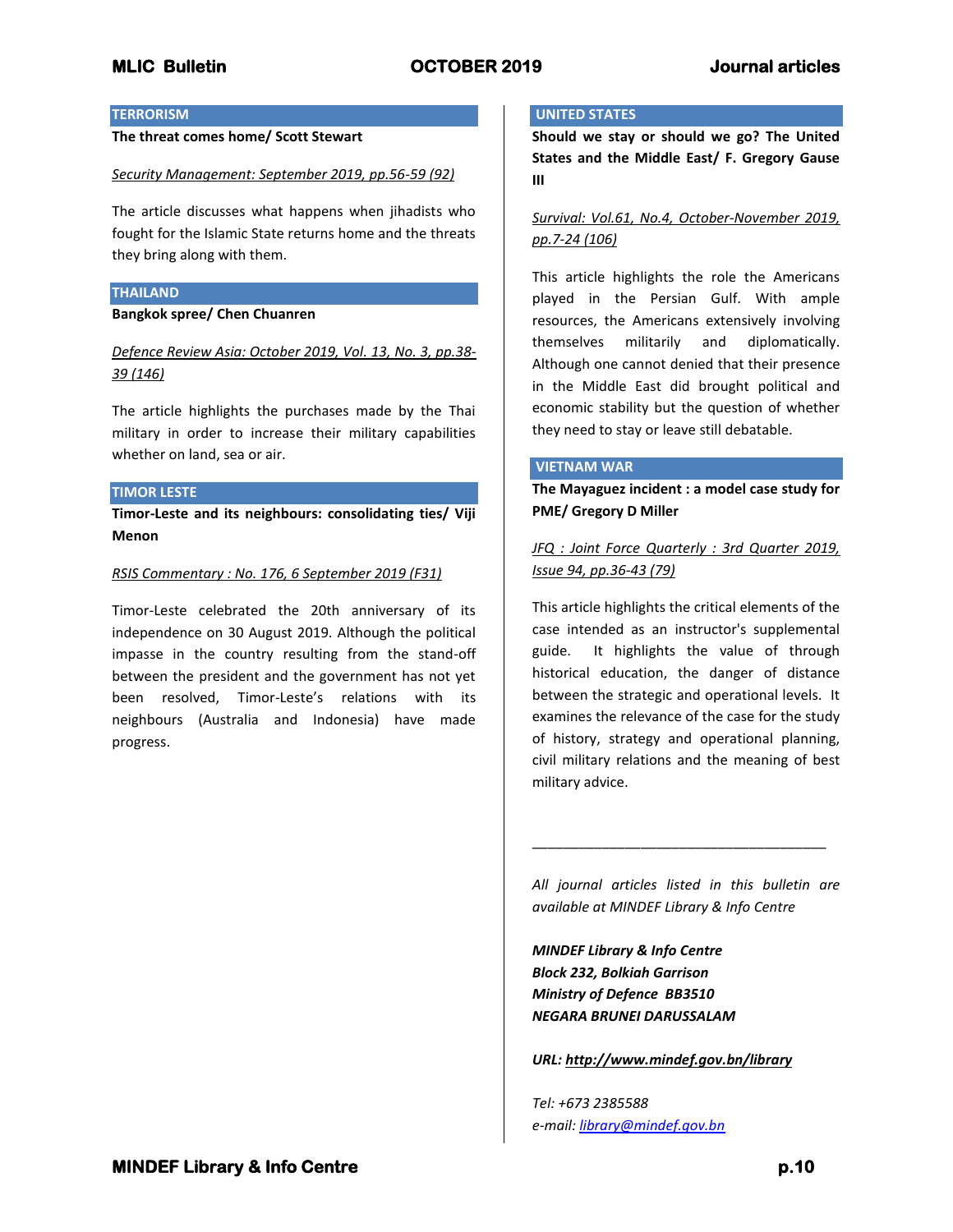## TERRORISM

**The threat comes home/ Scott Stewart**

*Security Management: September 2019, pp.56-59 (92)*

The article discusses what happens when jihadists who fought for the Islamic State returns home and the threats they bring along with them.

## THAILAND

**Bangkok spree/ Chen Chuanren**

*Defence Review Asia: October 2019, Vol. 13, No. 3, pp.38-39 (146)*

The article highlights the purchases made by the Thai military in order to increase their military capabilities whether on land, sea or air.

## TIMOR LESTE

**Timor-Leste and its neighbours: consolidating ties/ Viji Menon**

*RSIS Commentary : No. 176, 6 September 2019 (F31)*

Timor-Leste celebrated the 20th anniversary of its independence on 30 August 2019. Although the political impasse in the country resulting from the stand-off between the president and the government has not yet been resolved, Timor-Leste's relations with its neighbours (Australia and Indonesia) have made progress.

## UNITED STATES

**Should we stay or should we go? The United States and the Middle East/ F. Gregory Gause III**

*Survival: Vol.61, No.4, October-November 2019, pp.7-24 (106)*

This article highlights the role the Americans played in the Persian Gulf. With ample resources, the Americans extensively involving themselves militarily and diplomatically. Although one cannot denied that their presence in the Middle East did brought political and economic stability but the question of whether they need to stay or leave still debatable.

## VIETNAM WAR

**The Mayaguez incident : a model case study for PME/ Gregory D Miller**

*JFQ : Joint Force Quarterly : 3rd Quarter 2019, Issue 94, pp.36-43 (79)*

This article highlights the critical elements of the case intended as an instructor's supplemental guide. It highlights the value of through historical education, the danger of distance between the strategic and operational levels. It examines the relevance of the case for the study of history, strategy and operational planning, civil military relations and the meaning of best military advice.

---

*All journal articles listed in this bulletin are available at MINDEF Library & Info Centre*

***MINDEF Library & Info Centre***
***Block 232, Bolkiah Garrison***
***Ministry of Defence BB3510***
***NEGARA BRUNEI DARUSSALAM***

***URL: http://www.mindef.gov.bn/library***

*Tel: +673 2385588*
*e-mail: library@mindef.gov.bn*